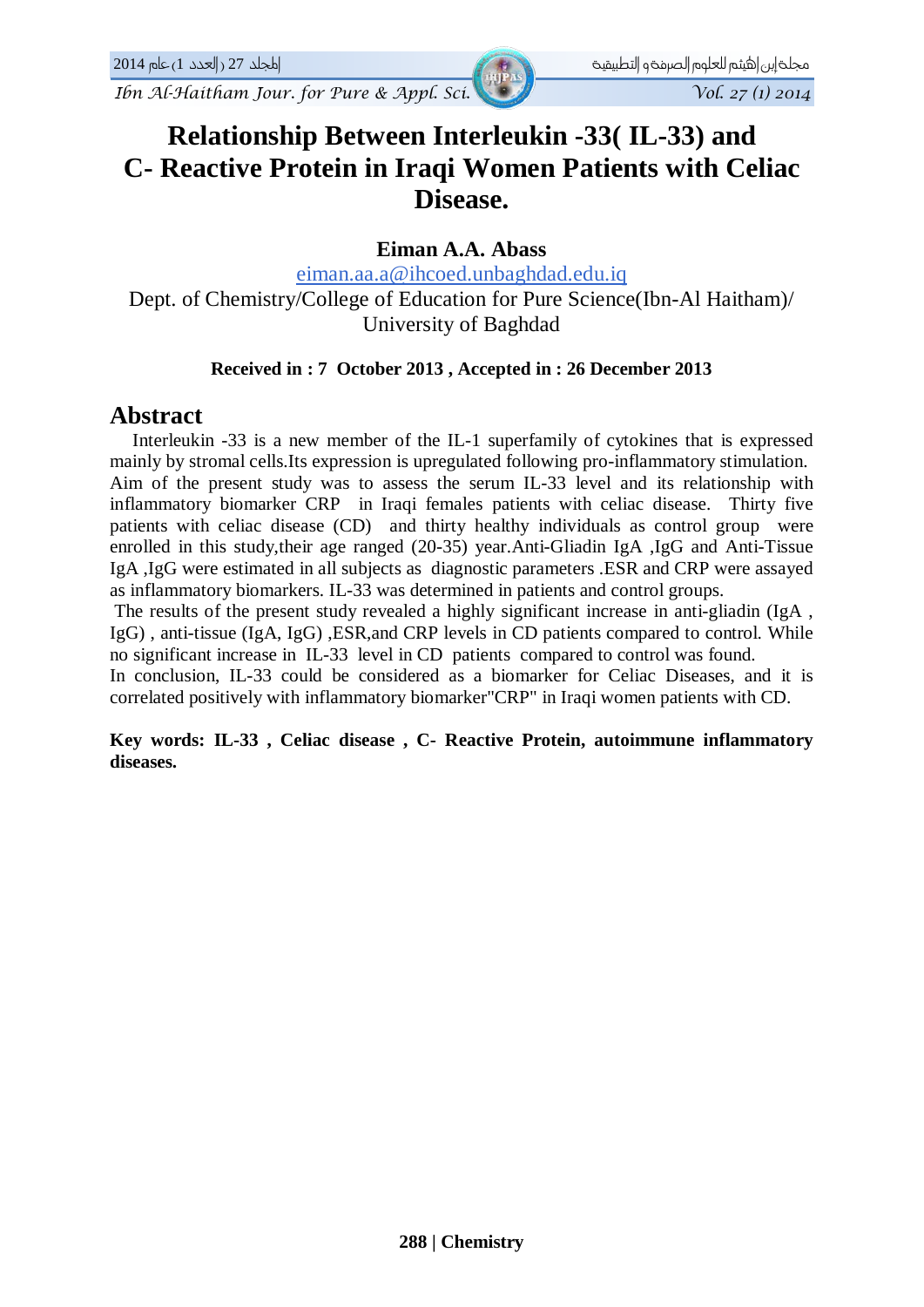# Relationship Between Interleukin -33( IL-33) and C- Reactive Protein in Iraqi Women Patients with Celiac Disease.

**Eiman A.A. Abass**

eiman.aa.a@ihcoed.unbaghdad.edu.iq

Dept. of Chemistry/College of Education for Pure Science(Ibn-Al Haitham)/ University of Baghdad

**Received in : 7 October 2013 , Accepted in : 26 December 2013**

## Abstract

Interleukin -33 is a new member of the IL-1 superfamily of cytokines that is expressed mainly by stromal cells.Its expression is upregulated following pro-inflammatory stimulation. Aim of the present study was to assess the serum IL-33 level and its relationship with inflammatory biomarker CRP in Iraqi females patients with celiac disease. Thirty five patients with celiac disease (CD) and thirty healthy individuals as control group were enrolled in this study,their age ranged (20-35) year.Anti-Gliadin IgA ,IgG and Anti-Tissue IgA ,IgG were estimated in all subjects as diagnostic parameters .ESR and CRP were assayed as inflammatory biomarkers. IL-33 was determined in patients and control groups.

The results of the present study revealed a highly significant increase in anti-gliadin (IgA , IgG) , anti-tissue (IgA, IgG) ,ESR,and CRP levels in CD patients compared to control. While no significant increase in IL-33 level in CD patients compared to control was found.

In conclusion, IL-33 could be considered as a biomarker for Celiac Diseases, and it is correlated positively with inflammatory biomarker"CRP" in Iraqi women patients with CD.

**Key words: IL-33 , Celiac disease , C- Reactive Protein, autoimmune inflammatory diseases.**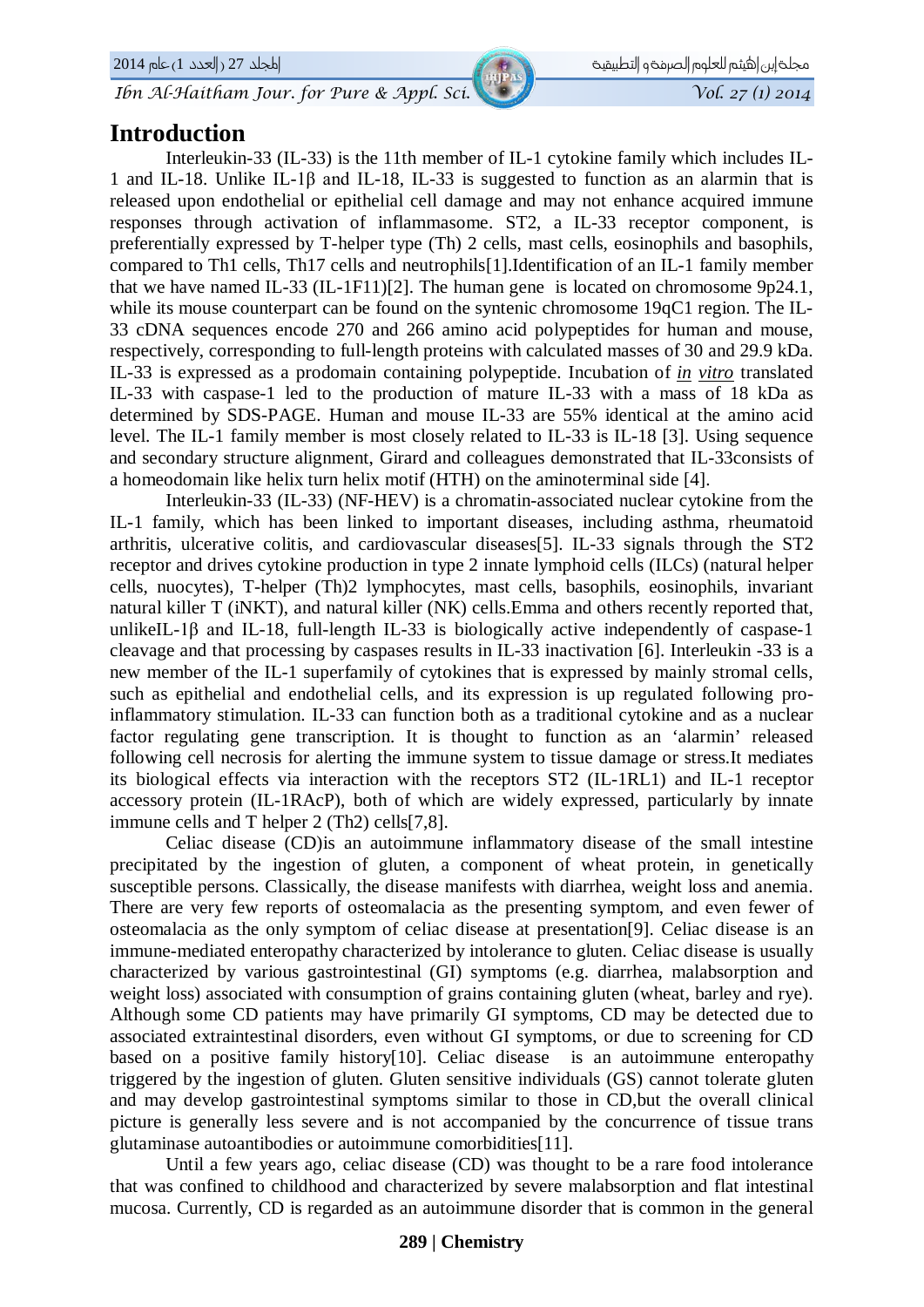# Introduction

Interleukin-33 (IL-33) is the 11th member of IL-1 cytokine family which includes IL-1 and IL-18. Unlike IL-1β and IL-18, IL-33 is suggested to function as an alarmin that is released upon endothelial or epithelial cell damage and may not enhance acquired immune responses through activation of inflammasome. ST2, a IL-33 receptor component, is preferentially expressed by T-helper type (Th) 2 cells, mast cells, eosinophils and basophils, compared to Th1 cells, Th17 cells and neutrophils[1].Identification of an IL-1 family member that we have named IL-33 (IL-1F11)[2]. The human gene is located on chromosome 9p24.1, while its mouse counterpart can be found on the syntenic chromosome 19qC1 region. The IL-33 cDNA sequences encode 270 and 266 amino acid polypeptides for human and mouse, respectively, corresponding to full-length proteins with calculated masses of 30 and 29.9 kDa. IL-33 is expressed as a prodomain containing polypeptide. Incubation of *in vitro* translated IL-33 with caspase-1 led to the production of mature IL-33 with a mass of 18 kDa as determined by SDS-PAGE. Human and mouse IL-33 are 55% identical at the amino acid level. The IL-1 family member is most closely related to IL-33 is IL-18 [3]. Using sequence and secondary structure alignment, Girard and colleagues demonstrated that IL-33consists of a homeodomain like helix turn helix motif (HTH) on the aminoterminal side [4].

Interleukin-33 (IL-33) (NF-HEV) is a chromatin-associated nuclear cytokine from the IL-1 family, which has been linked to important diseases, including asthma, rheumatoid arthritis, ulcerative colitis, and cardiovascular diseases[5]. IL-33 signals through the ST2 receptor and drives cytokine production in type 2 innate lymphoid cells (ILCs) (natural helper cells, nuocytes), T-helper (Th)2 lymphocytes, mast cells, basophils, eosinophils, invariant natural killer T (iNKT), and natural killer (NK) cells.Emma and others recently reported that, unlikeIL-1β and IL-18, full-length IL-33 is biologically active independently of caspase-1 cleavage and that processing by caspases results in IL-33 inactivation [6]. Interleukin -33 is a new member of the IL-1 superfamily of cytokines that is expressed by mainly stromal cells, such as epithelial and endothelial cells, and its expression is up regulated following pro-inflammatory stimulation. IL-33 can function both as a traditional cytokine and as a nuclear factor regulating gene transcription. It is thought to function as an 'alarmin' released following cell necrosis for alerting the immune system to tissue damage or stress.It mediates its biological effects via interaction with the receptors ST2 (IL-1RL1) and IL-1 receptor accessory protein (IL-1RAcP), both of which are widely expressed, particularly by innate immune cells and T helper 2 (Th2) cells[7,8].

Celiac disease (CD)is an autoimmune inflammatory disease of the small intestine precipitated by the ingestion of gluten, a component of wheat protein, in genetically susceptible persons. Classically, the disease manifests with diarrhea, weight loss and anemia. There are very few reports of osteomalacia as the presenting symptom, and even fewer of osteomalacia as the only symptom of celiac disease at presentation[9]. Celiac disease is an immune-mediated enteropathy characterized by intolerance to gluten. Celiac disease is usually characterized by various gastrointestinal (GI) symptoms (e.g. diarrhea, malabsorption and weight loss) associated with consumption of grains containing gluten (wheat, barley and rye). Although some CD patients may have primarily GI symptoms, CD may be detected due to associated extraintestinal disorders, even without GI symptoms, or due to screening for CD based on a positive family history[10]. Celiac disease is an autoimmune enteropathy triggered by the ingestion of gluten. Gluten sensitive individuals (GS) cannot tolerate gluten and may develop gastrointestinal symptoms similar to those in CD,but the overall clinical picture is generally less severe and is not accompanied by the concurrence of tissue trans glutaminase autoantibodies or autoimmune comorbidities[11].

Until a few years ago, celiac disease (CD) was thought to be a rare food intolerance that was confined to childhood and characterized by severe malabsorption and flat intestinal mucosa. Currently, CD is regarded as an autoimmune disorder that is common in the general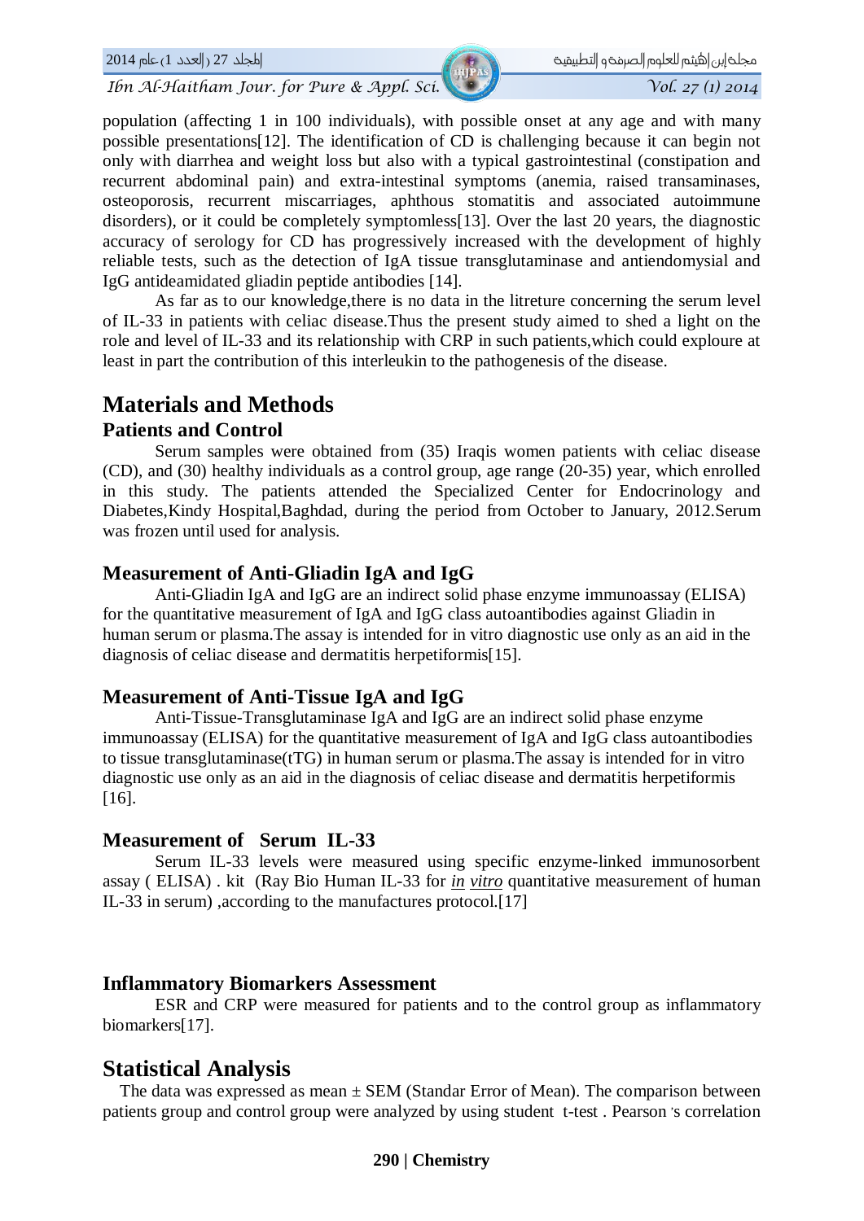population (affecting 1 in 100 individuals), with possible onset at any age and with many possible presentations[12]. The identification of CD is challenging because it can begin not only with diarrhea and weight loss but also with a typical gastrointestinal (constipation and recurrent abdominal pain) and extra-intestinal symptoms (anemia, raised transaminases, osteoporosis, recurrent miscarriages, aphthous stomatitis and associated autoimmune disorders), or it could be completely symptomless[13]. Over the last 20 years, the diagnostic accuracy of serology for CD has progressively increased with the development of highly reliable tests, such as the detection of IgA tissue transglutaminase and antiendomysial and IgG antideamidated gliadin peptide antibodies [14].

As far as to our knowledge,there is no data in the litreture concerning the serum level of IL-33 in patients with celiac disease.Thus the present study aimed to shed a light on the role and level of IL-33 and its relationship with CRP in such patients,which could exploure at least in part the contribution of this interleukin to the pathogenesis of the disease.

# Materials and Methods

## Patients and Control

Serum samples were obtained from (35) Iraqis women patients with celiac disease (CD), and (30) healthy individuals as a control group, age range (20-35) year, which enrolled in this study. The patients attended the Specialized Center for Endocrinology and Diabetes,Kindy Hospital,Baghdad, during the period from October to January, 2012.Serum was frozen until used for analysis.

## Measurement of Anti-Gliadin IgA and IgG

Anti-Gliadin IgA and IgG are an indirect solid phase enzyme immunoassay (ELISA) for the quantitative measurement of IgA and IgG class autoantibodies against Gliadin in human serum or plasma.The assay is intended for in vitro diagnostic use only as an aid in the diagnosis of celiac disease and dermatitis herpetiformis[15].

## Measurement of Anti-Tissue IgA and IgG

Anti-Tissue-Transglutaminase IgA and IgG are an indirect solid phase enzyme immunoassay (ELISA) for the quantitative measurement of IgA and IgG class autoantibodies to tissue transglutaminase(tTG) in human serum or plasma.The assay is intended for in vitro diagnostic use only as an aid in the diagnosis of celiac disease and dermatitis herpetiformis [16].

## Measurement of Serum IL-33

Serum IL-33 levels were measured using specific enzyme-linked immunosorbent assay ( ELISA) . kit (Ray Bio Human IL-33 for *in vitro* quantitative measurement of human IL-33 in serum) ,according to the manufactures protocol.[17]

## Inflammatory Biomarkers Assessment

ESR and CRP were measured for patients and to the control group as inflammatory biomarkers[17].

# Statistical Analysis

The data was expressed as mean ± SEM (Standar Error of Mean). The comparison between patients group and control group were analyzed by using student t-test . Pearson 's correlation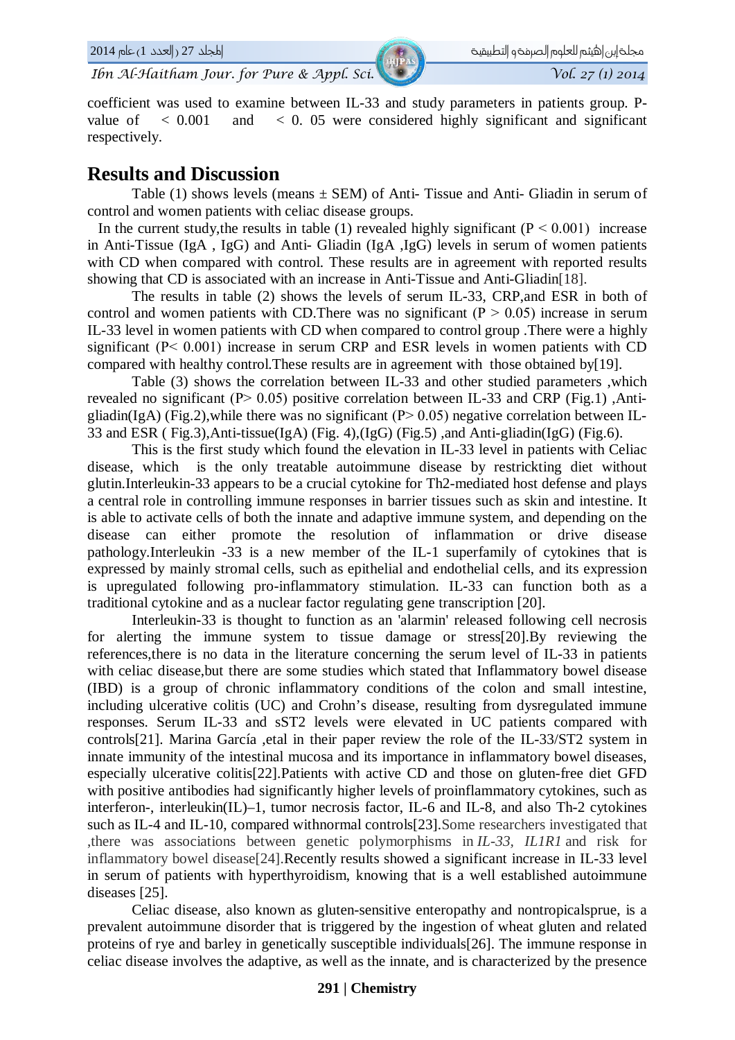coefficient was used to examine between IL-33 and study parameters in patients group. P-value of < 0.001 and < 0. 05 were considered highly significant and significant respectively.

## Results and Discussion

Table (1) shows levels (means ± SEM) of Anti- Tissue and Anti- Gliadin in serum of control and women patients with celiac disease groups.

In the current study,the results in table (1) revealed highly significant ($P < 0.001$) increase in Anti-Tissue (IgA , IgG) and Anti- Gliadin (IgA ,IgG) levels in serum of women patients with CD when compared with control. These results are in agreement with reported results showing that CD is associated with an increase in Anti-Tissue and Anti-Gliadin[18].

The results in table (2) shows the levels of serum IL-33, CRP,and ESR in both of control and women patients with CD.There was no significant ($P > 0.05$) increase in serum IL-33 level in women patients with CD when compared to control group .There were a highly significant ($P< 0.001$) increase in serum CRP and ESR levels in women patients with CD compared with healthy control.These results are in agreement with those obtained by[19].

Table (3) shows the correlation between IL-33 and other studied parameters ,which revealed no significant ($P> 0.05$) positive correlation between IL-33 and CRP (Fig.1) ,Anti-gliadin(IgA) (Fig.2),while there was no significant ($P> 0.05$) negative correlation between IL-33 and ESR ( Fig.3),Anti-tissue(IgA) (Fig. 4),(IgG) (Fig.5) ,and Anti-gliadin(IgG) (Fig.6).

This is the first study which found the elevation in IL-33 level in patients with Celiac disease, which is the only treatable autoimmune disease by restrickting diet without glutin.Interleukin-33 appears to be a crucial cytokine for Th2-mediated host defense and plays a central role in controlling immune responses in barrier tissues such as skin and intestine. It is able to activate cells of both the innate and adaptive immune system, and depending on the disease can either promote the resolution of inflammation or drive disease pathology.Interleukin -33 is a new member of the IL-1 superfamily of cytokines that is expressed by mainly stromal cells, such as epithelial and endothelial cells, and its expression is upregulated following pro-inflammatory stimulation. IL-33 can function both as a traditional cytokine and as a nuclear factor regulating gene transcription [20].

Interleukin-33 is thought to function as an 'alarmin' released following cell necrosis for alerting the immune system to tissue damage or stress[20].By reviewing the references,there is no data in the literature concerning the serum level of IL-33 in patients with celiac disease,but there are some studies which stated that Inflammatory bowel disease (IBD) is a group of chronic inflammatory conditions of the colon and small intestine, including ulcerative colitis (UC) and Crohn's disease, resulting from dysregulated immune responses. Serum IL-33 and sST2 levels were elevated in UC patients compared with controls[21]. Marina García ,etal in their paper review the role of the IL-33/ST2 system in innate immunity of the intestinal mucosa and its importance in inflammatory bowel diseases, especially ulcerative colitis[22].Patients with active CD and those on gluten-free diet GFD with positive antibodies had significantly higher levels of proinflammatory cytokines, such as interferon-, interleukin(IL)–1, tumor necrosis factor, IL-6 and IL-8, and also Th-2 cytokines such as IL-4 and IL-10, compared withnormal controls[23].Some researchers investigated that ,there was associations between genetic polymorphisms in *IL-33*, *IL1R1* and risk for inflammatory bowel disease[24].Recently results showed a significant increase in IL-33 level in serum of patients with hyperthyroidism, knowing that is a well established autoimmune diseases [25].

Celiac disease, also known as gluten-sensitive enteropathy and nontropicalsprue, is a prevalent autoimmune disorder that is triggered by the ingestion of wheat gluten and related proteins of rye and barley in genetically susceptible individuals[26]. The immune response in celiac disease involves the adaptive, as well as the innate, and is characterized by the presence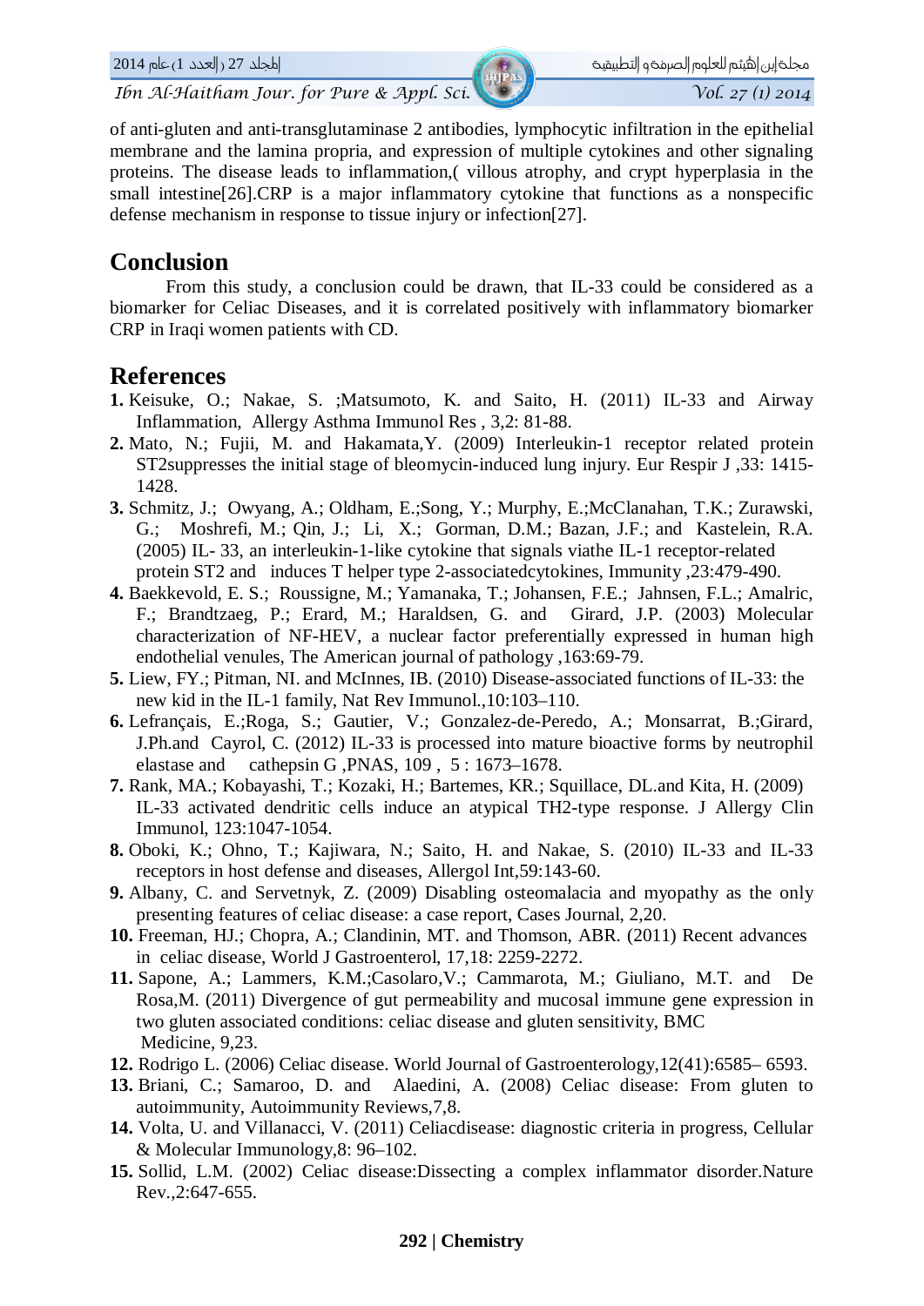of anti-gluten and anti-transglutaminase 2 antibodies, lymphocytic infiltration in the epithelial membrane and the lamina propria, and expression of multiple cytokines and other signaling proteins. The disease leads to inflammation,( villous atrophy, and crypt hyperplasia in the small intestine[26].CRP is a major inflammatory cytokine that functions as a nonspecific defense mechanism in response to tissue injury or infection[27].

## Conclusion

From this study, a conclusion could be drawn, that IL-33 could be considered as a biomarker for Celiac Diseases, and it is correlated positively with inflammatory biomarker CRP in Iraqi women patients with CD.

## References

**1.** Keisuke, O.; Nakae, S. ;Matsumoto, K. and Saito, H. (2011) IL-33 and Airway Inflammation, Allergy Asthma Immunol Res , 3,2: 81-88.

**2.** Mato, N.; Fujii, M. and Hakamata,Y. (2009) Interleukin-1 receptor related protein ST2suppresses the initial stage of bleomycin-induced lung injury. Eur Respir J ,33: 1415-1428.

**3.** Schmitz, J.; Owyang, A.; Oldham, E.;Song, Y.; Murphy, E.;McClanahan, T.K.; Zurawski, G.; Moshrefi, M.; Qin, J.; Li, X.; Gorman, D.M.; Bazan, J.F.; and Kastelein, R.A. (2005) IL- 33, an interleukin-1-like cytokine that signals viathe IL-1 receptor-related protein ST2 and induces T helper type 2-associatedcytokines, Immunity ,23:479-490.

**4.** Baekkevold, E. S.; Roussigne, M.; Yamanaka, T.; Johansen, F.E.; Jahnsen, F.L.; Amalric, F.; Brandtzaeg, P.; Erard, M.; Haraldsen, G. and Girard, J.P. (2003) Molecular characterization of NF-HEV, a nuclear factor preferentially expressed in human high endothelial venules, The American journal of pathology ,163:69-79.

**5.** Liew, FY.; Pitman, NI. and McInnes, IB. (2010) Disease-associated functions of IL-33: the new kid in the IL-1 family, Nat Rev Immunol.,10:103–110.

**6.** Lefrançais, E.;Roga, S.; Gautier, V.; Gonzalez-de-Peredo, A.; Monsarrat, B.;Girard, J.Ph.and Cayrol, C. (2012) IL-33 is processed into mature bioactive forms by neutrophil elastase and cathepsin G ,PNAS, 109 , 5 : 1673–1678.

**7.** Rank, MA.; Kobayashi, T.; Kozaki, H.; Bartemes, KR.; Squillace, DL.and Kita, H. (2009) IL-33 activated dendritic cells induce an atypical TH2-type response. J Allergy Clin Immunol, 123:1047-1054.

**8.** Oboki, K.; Ohno, T.; Kajiwara, N.; Saito, H. and Nakae, S. (2010) IL-33 and IL-33 receptors in host defense and diseases, Allergol Int,59:143-60.

**9.** Albany, C. and Servetnyk, Z. (2009) Disabling osteomalacia and myopathy as the only presenting features of celiac disease: a case report, Cases Journal, 2,20.

**10.** Freeman, HJ.; Chopra, A.; Clandinin, MT. and Thomson, ABR. (2011) Recent advances in celiac disease, World J Gastroenterol, 17,18: 2259-2272.

**11.** Sapone, A.; Lammers, K.M.;Casolaro,V.; Cammarota, M.; Giuliano, M.T. and De Rosa,M. (2011) Divergence of gut permeability and mucosal immune gene expression in two gluten associated conditions: celiac disease and gluten sensitivity, BMC Medicine, 9,23.

**12.** Rodrigo L. (2006) Celiac disease. World Journal of Gastroenterology,12(41):6585– 6593.

**13.** Briani, C.; Samaroo, D. and Alaedini, A. (2008) Celiac disease: From gluten to autoimmunity, Autoimmunity Reviews,7,8.

**14.** Volta, U. and Villanacci, V. (2011) Celiacdisease: diagnostic criteria in progress, Cellular & Molecular Immunology,8: 96–102.

**15.** Sollid, L.M. (2002) Celiac disease:Dissecting a complex inflammator disorder.Nature Rev.,2:647-655.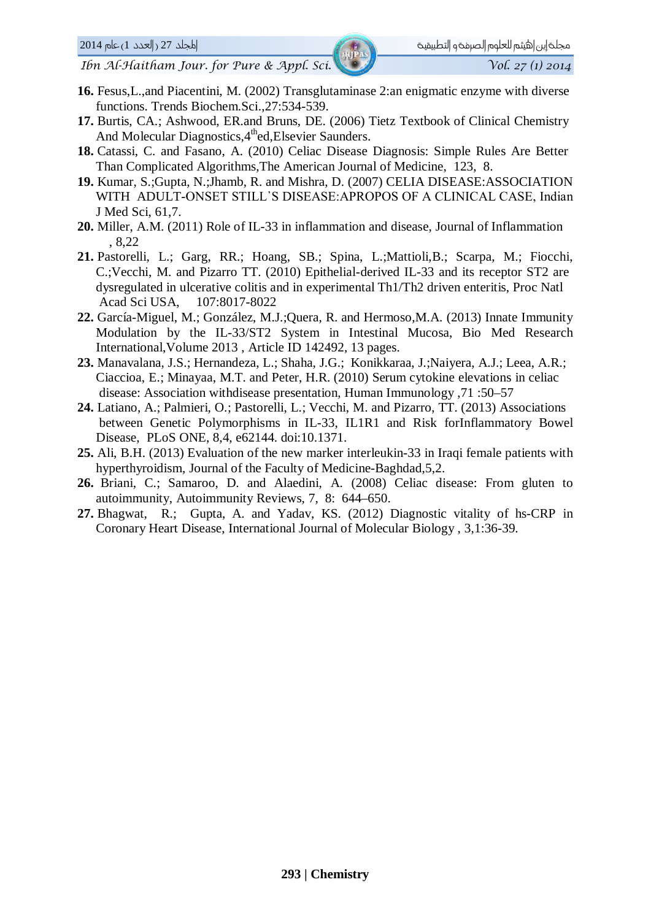**16.** Fesus,L.,and Piacentini, M. (2002) Transglutaminase 2:an enigmatic enzyme with diverse functions. Trends Biochem.Sci.,27:534-539.

**17.** Burtis, CA.; Ashwood, ER.and Bruns, DE. (2006) Tietz Textbook of Clinical Chemistry And Molecular Diagnostics,4$^{th}$ed,Elsevier Saunders.

**18.** Catassi, C. and Fasano, A. (2010) Celiac Disease Diagnosis: Simple Rules Are Better Than Complicated Algorithms,The American Journal of Medicine, 123, 8.

**19.** Kumar, S.;Gupta, N.;Jhamb, R. and Mishra, D. (2007) CELIA DISEASE:ASSOCIATION WITH ADULT-ONSET STILL`S DISEASE:APROPOS OF A CLINICAL CASE, Indian J Med Sci, 61,7.

**20.** Miller, A.M. (2011) Role of IL-33 in inflammation and disease, Journal of Inflammation , 8,22

**21.** Pastorelli, L.; Garg, RR.; Hoang, SB.; Spina, L.;Mattioli,B.; Scarpa, M.; Fiocchi, C.;Vecchi, M. and Pizarro TT. (2010) Epithelial-derived IL-33 and its receptor ST2 are dysregulated in ulcerative colitis and in experimental Th1/Th2 driven enteritis, Proc Natl Acad Sci USA, 107:8017-8022

**22.** García-Miguel, M.; González, M.J.;Quera, R. and Hermoso,M.A. (2013) Innate Immunity Modulation by the IL-33/ST2 System in Intestinal Mucosa, Bio Med Research International,Volume 2013 , Article ID 142492, 13 pages.

**23.** Manavalana, J.S.; Hernandeza, L.; Shaha, J.G.; Konikkaraa, J.;Naiyera, A.J.; Leea, A.R.; Ciaccioa, E.; Minayaa, M.T. and Peter, H.R. (2010) Serum cytokine elevations in celiac disease: Association withdisease presentation, Human Immunology ,71 :50–57

**24.** Latiano, A.; Palmieri, O.; Pastorelli, L.; Vecchi, M. and Pizarro, TT. (2013) Associations between Genetic Polymorphisms in IL-33, IL1R1 and Risk forInflammatory Bowel Disease, PLoS ONE, 8,4, e62144. doi:10.1371.

**25.** Ali, B.H. (2013) Evaluation of the new marker interleukin-33 in Iraqi female patients with hyperthyroidism, Journal of the Faculty of Medicine-Baghdad,5,2.

**26.** Briani, C.; Samaroo, D. and Alaedini, A. (2008) Celiac disease: From gluten to autoimmunity, Autoimmunity Reviews, 7, 8: 644–650.

**27.** Bhagwat, R.; Gupta, A. and Yadav, KS. (2012) Diagnostic vitality of hs-CRP in Coronary Heart Disease, International Journal of Molecular Biology , 3,1:36-39.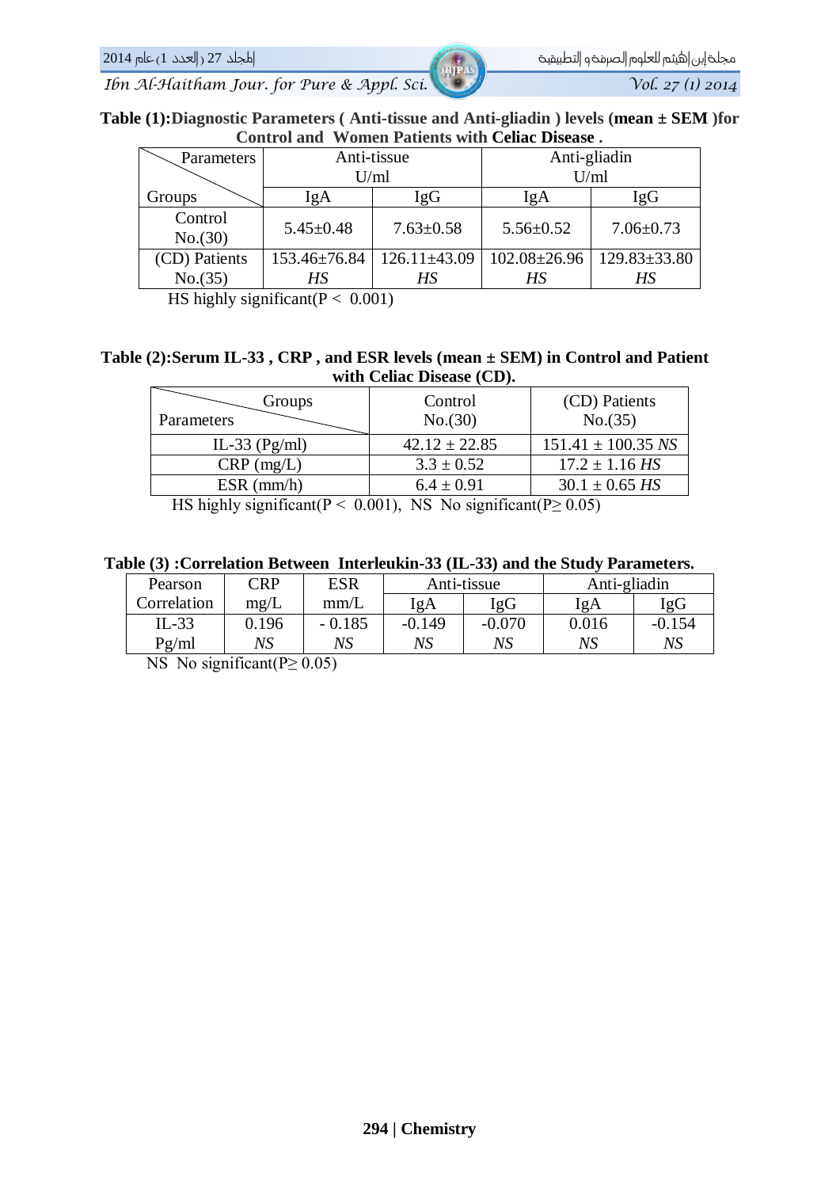**Table (1):Diagnostic Parameters ( Anti-tissue and Anti-gliadin ) levels (mean ± SEM )for Control and Women Patients with Celiac Disease .**

| Parameters / Groups | Anti-tissue U/ml | | Anti-gliadin U/ml | |
|---|---|---|---|---|
| | IgA | IgG | IgA | IgG |
| Control No.(30) | 5.45±0.48 | 7.63±0.58 | 5.56±0.52 | 7.06±0.73 |
| (CD) Patients No.(35) | 153.46±76.84 *HS* | 126.11±43.09 *HS* | 102.08±26.96 *HS* | 129.83±33.80 *HS* |

HS highly significant($P < 0.001$)

**Table (2):Serum IL-33 , CRP , and ESR levels (mean ± SEM) in Control and Patient with Celiac Disease (CD).**

| Groups / Parameters | Control No.(30) | (CD) Patients No.(35) |
|---|---|---|
| IL-33 (Pg/ml) | 42.12 ± 22.85 | 151.41 ± 100.35 *NS* |
| CRP (mg/L) | 3.3 ± 0.52 | 17.2 ± 1.16 *HS* |
| ESR (mm/h) | 6.4 ± 0.91 | 30.1 ± 0.65 *HS* |

HS highly significant($P < 0.001$), NS No significant($P \geq 0.05$)

**Table (3) :Correlation Between Interleukin-33 (IL-33) and the Study Parameters.**

| Pearson Correlation | CRP mg/L | ESR mm/L | Anti-tissue | | Anti-gliadin | |
|---|---|---|---|---|---|---|
| | | | IgA | IgG | IgA | IgG |
| IL-33 Pg/ml | 0.196 *NS* | - 0.185 *NS* | -0.149 *NS* | -0.070 *NS* | 0.016 *NS* | -0.154 *NS* |

NS No significant($P \geq 0.05$)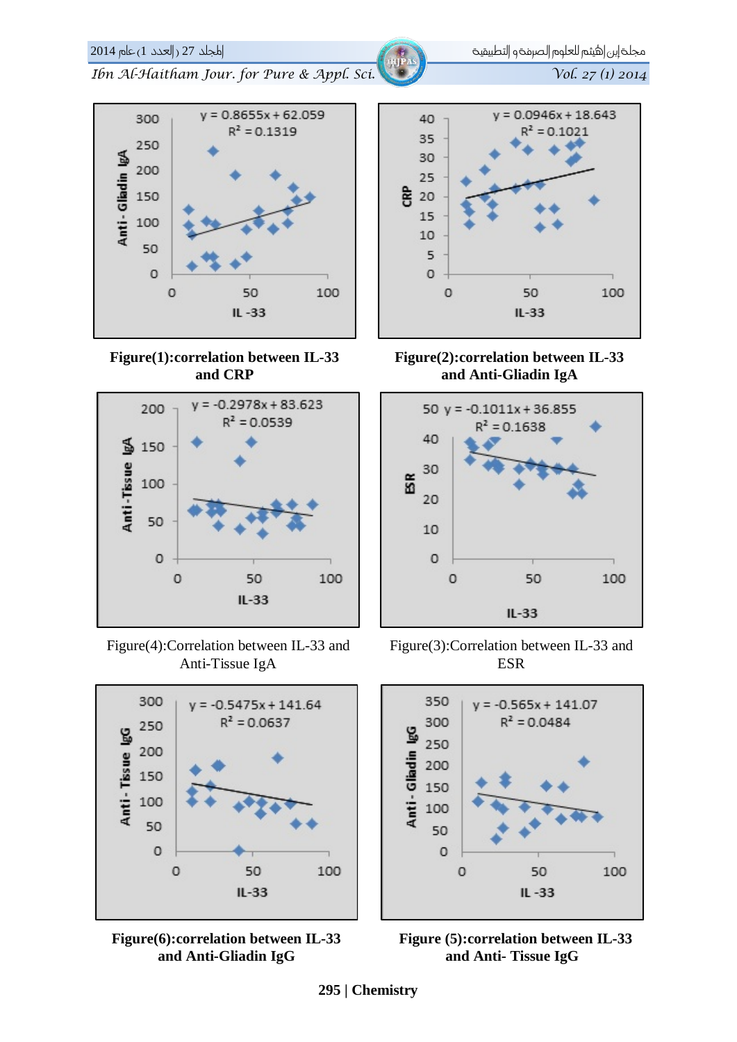Figure(1):correlation between IL-33 and CRP

Figure(2):correlation between IL-33 and Anti-Gliadin IgA

Figure(4):Correlation between IL-33 and Anti-Tissue IgA

Figure(3):Correlation between IL-33 and ESR

Figure(6):correlation between IL-33 and Anti-Gliadin IgG

Figure (5):correlation between IL-33 and Anti- Tissue IgG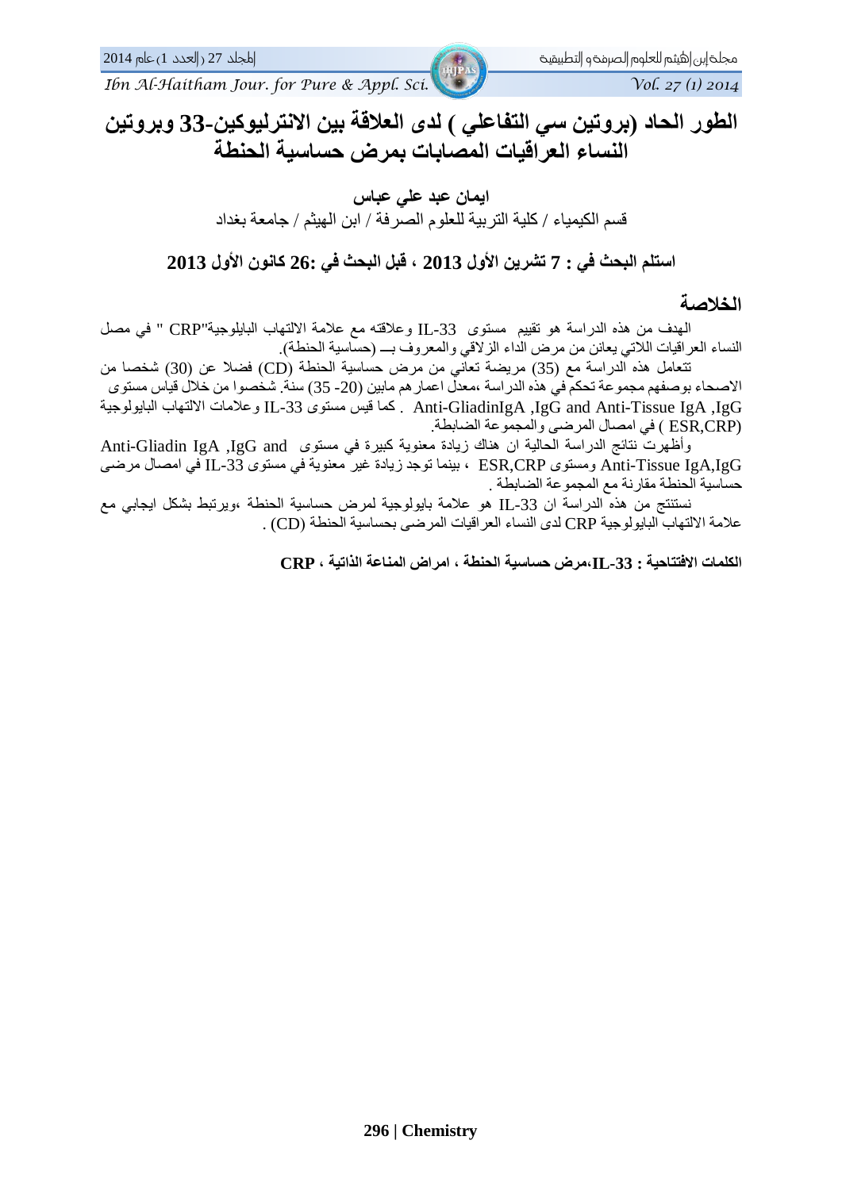# الطور الحاد (بروتين سي التفاعلي ) لدى العلاقة بين الانترليوكين-33 وبروتين النساء العراقيات المصابات بمرض حساسية الحنطة

**ايمان عبد علي عباس**

قسم الكيمياء / كلية التربية للعلوم الصرفة / ابن الهيثم / جامعة بغداد

**استلم البحث في : 7 تشرين الأول 2013 ، قبل البحث في :26 كانون الأول 2013**

## الخلاصة

الهدف من هذه الدراسة هو تقييم مستوى IL-33 وعلاقته مع علامة الالتهاب البايلوجية"CRP " في مصل النساء العراقيات اللاتي يعانن من مرض الداء الزلاقي والمعروف بـــ (حساسية الحنطة).

تتعامل هذه الدراسة مع (35) مريضة تعاني من مرض حساسية الحنطة (CD) فضلا عن (30) شخصا من الاصحاء بوصفهم مجموعة تحكم في هذه الدراسة ،معدل اعمارهم مابين (20- 35) سنة. شخصوا من خلال قياس مستوى Anti-GliadinIgA ,IgG and Anti-Tissue IgA ,IgG . كما قيس مستوى IL-33 وعلامات الالتهاب البايولوجية (ESR,CRP ) في امصال المرضى والمجموعة الضابطة.

وأظهرت نتائج الدراسة الحالية ان هناك زيادة معنوية كبيرة في مستوى Anti-Gliadin IgA ,IgG and Anti-Tissue IgA,IgG ومستوى ESR,CRP ، بينما توجد زيادة غير معنوية في مستوى IL-33 في امصال مرضى حساسية الحنطة مقارنة مع المجموعة الضابطة .

نستنتج من هذه الدراسة ان IL-33 هو علامة بايولوجية لمرض حساسية الحنطة ،ويرتبط بشكل ايجابي مع علامة الالتهاب البايولوجية CRP لدى النساء العراقيات المرضى بحساسية الحنطة (CD) .

**الكلمات الافتتاحية : IL-33،مرض حساسية الحنطة ، امراض المناعة الذاتية ، CRP**